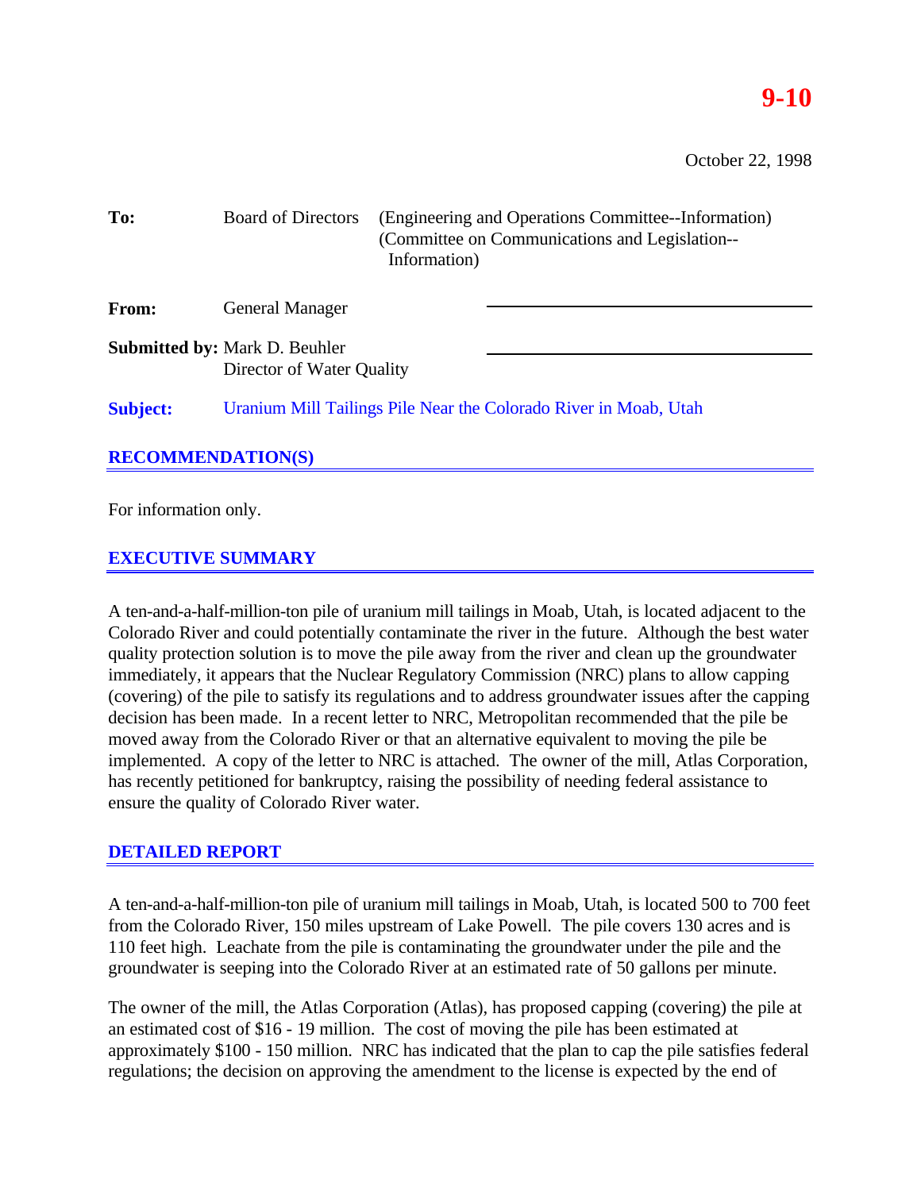# 9-10

October 22, 1998

**To:** Board of Directors (Engineering and Operations Committee--Information) (Committee on Communications and Legislation--Information)

**From:** General Manager

**Submitted by:** Mark D. Beuhler
Director of Water Quality

**Subject:** Uranium Mill Tailings Pile Near the Colorado River in Moab, Utah

## RECOMMENDATION(S)

For information only.

## EXECUTIVE SUMMARY

A ten-and-a-half-million-ton pile of uranium mill tailings in Moab, Utah, is located adjacent to the Colorado River and could potentially contaminate the river in the future. Although the best water quality protection solution is to move the pile away from the river and clean up the groundwater immediately, it appears that the Nuclear Regulatory Commission (NRC) plans to allow capping (covering) of the pile to satisfy its regulations and to address groundwater issues after the capping decision has been made. In a recent letter to NRC, Metropolitan recommended that the pile be moved away from the Colorado River or that an alternative equivalent to moving the pile be implemented. A copy of the letter to NRC is attached. The owner of the mill, Atlas Corporation, has recently petitioned for bankruptcy, raising the possibility of needing federal assistance to ensure the quality of Colorado River water.

## DETAILED REPORT

A ten-and-a-half-million-ton pile of uranium mill tailings in Moab, Utah, is located 500 to 700 feet from the Colorado River, 150 miles upstream of Lake Powell. The pile covers 130 acres and is 110 feet high. Leachate from the pile is contaminating the groundwater under the pile and the groundwater is seeping into the Colorado River at an estimated rate of 50 gallons per minute.

The owner of the mill, the Atlas Corporation (Atlas), has proposed capping (covering) the pile at an estimated cost of $16 - 19 million. The cost of moving the pile has been estimated at approximately $100 - 150 million. NRC has indicated that the plan to cap the pile satisfies federal regulations; the decision on approving the amendment to the license is expected by the end of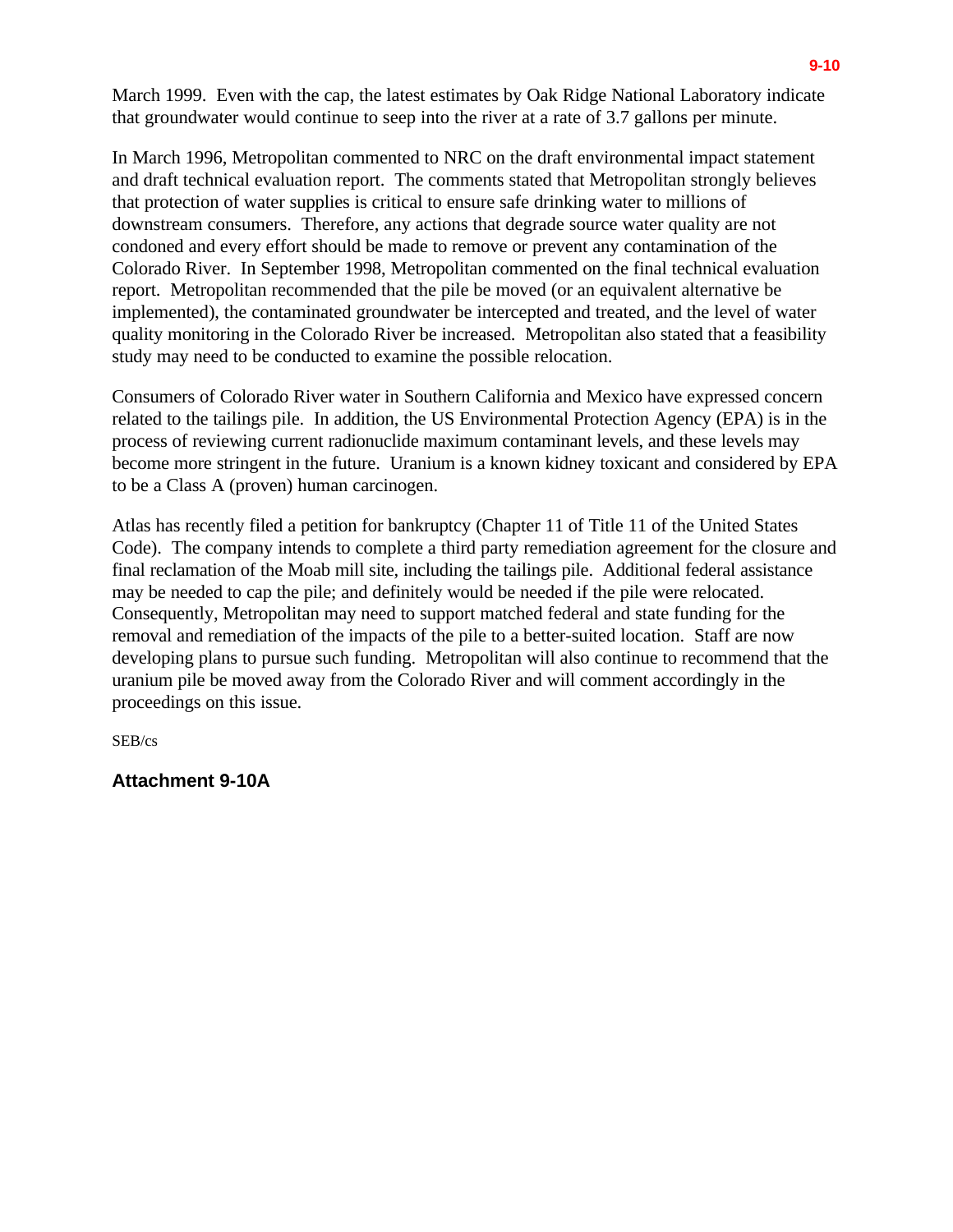March 1999. Even with the cap, the latest estimates by Oak Ridge National Laboratory indicate that groundwater would continue to seep into the river at a rate of 3.7 gallons per minute.

In March 1996, Metropolitan commented to NRC on the draft environmental impact statement and draft technical evaluation report. The comments stated that Metropolitan strongly believes that protection of water supplies is critical to ensure safe drinking water to millions of downstream consumers. Therefore, any actions that degrade source water quality are not condoned and every effort should be made to remove or prevent any contamination of the Colorado River. In September 1998, Metropolitan commented on the final technical evaluation report. Metropolitan recommended that the pile be moved (or an equivalent alternative be implemented), the contaminated groundwater be intercepted and treated, and the level of water quality monitoring in the Colorado River be increased. Metropolitan also stated that a feasibility study may need to be conducted to examine the possible relocation.

Consumers of Colorado River water in Southern California and Mexico have expressed concern related to the tailings pile. In addition, the US Environmental Protection Agency (EPA) is in the process of reviewing current radionuclide maximum contaminant levels, and these levels may become more stringent in the future. Uranium is a known kidney toxicant and considered by EPA to be a Class A (proven) human carcinogen.

Atlas has recently filed a petition for bankruptcy (Chapter 11 of Title 11 of the United States Code). The company intends to complete a third party remediation agreement for the closure and final reclamation of the Moab mill site, including the tailings pile. Additional federal assistance may be needed to cap the pile; and definitely would be needed if the pile were relocated. Consequently, Metropolitan may need to support matched federal and state funding for the removal and remediation of the impacts of the pile to a better-suited location. Staff are now developing plans to pursue such funding. Metropolitan will also continue to recommend that the uranium pile be moved away from the Colorado River and will comment accordingly in the proceedings on this issue.

SEB/cs

**Attachment 9-10A**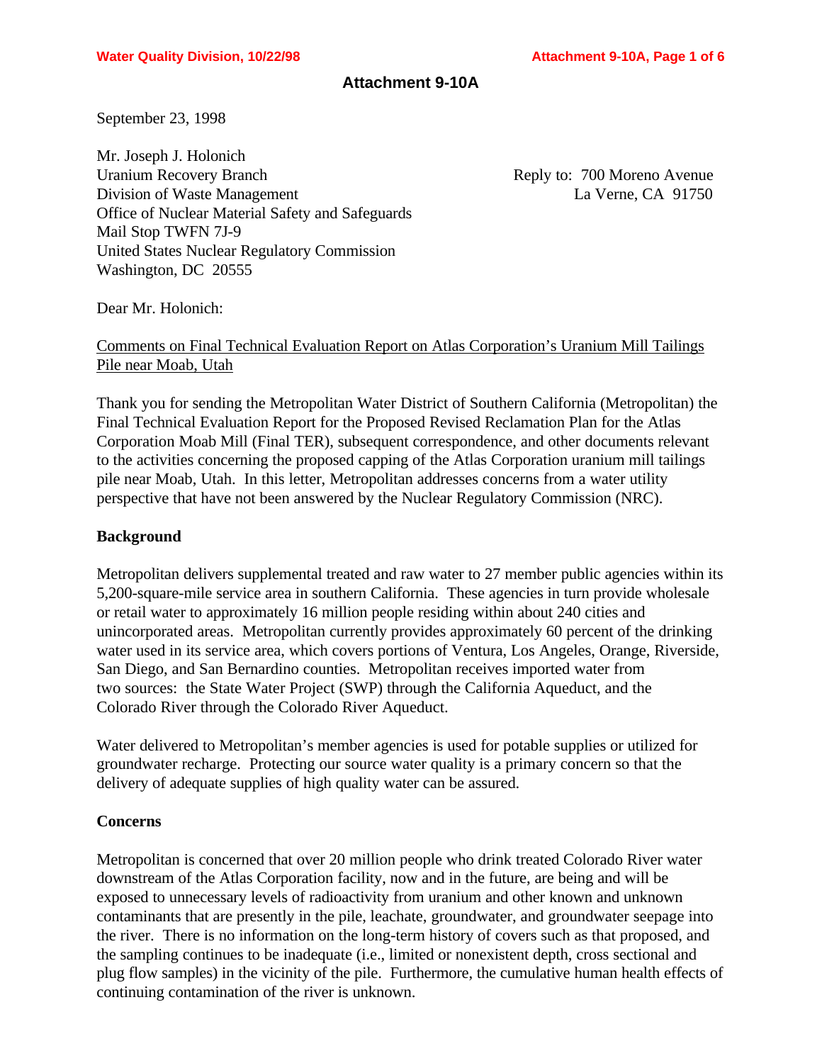## Attachment 9-10A

September 23, 1998

Mr. Joseph J. Holonich
Uranium Recovery Branch
Division of Waste Management
Office of Nuclear Material Safety and Safeguards
Mail Stop TWFN 7J-9
United States Nuclear Regulatory Commission
Washington, DC 20555

Reply to: 700 Moreno Avenue
La Verne, CA 91750

Dear Mr. Holonich:

Comments on Final Technical Evaluation Report on Atlas Corporation's Uranium Mill Tailings Pile near Moab, Utah

Thank you for sending the Metropolitan Water District of Southern California (Metropolitan) the Final Technical Evaluation Report for the Proposed Revised Reclamation Plan for the Atlas Corporation Moab Mill (Final TER), subsequent correspondence, and other documents relevant to the activities concerning the proposed capping of the Atlas Corporation uranium mill tailings pile near Moab, Utah. In this letter, Metropolitan addresses concerns from a water utility perspective that have not been answered by the Nuclear Regulatory Commission (NRC).

**Background**

Metropolitan delivers supplemental treated and raw water to 27 member public agencies within its 5,200-square-mile service area in southern California. These agencies in turn provide wholesale or retail water to approximately 16 million people residing within about 240 cities and unincorporated areas. Metropolitan currently provides approximately 60 percent of the drinking water used in its service area, which covers portions of Ventura, Los Angeles, Orange, Riverside, San Diego, and San Bernardino counties. Metropolitan receives imported water from two sources: the State Water Project (SWP) through the California Aqueduct, and the Colorado River through the Colorado River Aqueduct.

Water delivered to Metropolitan's member agencies is used for potable supplies or utilized for groundwater recharge. Protecting our source water quality is a primary concern so that the delivery of adequate supplies of high quality water can be assured.

**Concerns**

Metropolitan is concerned that over 20 million people who drink treated Colorado River water downstream of the Atlas Corporation facility, now and in the future, are being and will be exposed to unnecessary levels of radioactivity from uranium and other known and unknown contaminants that are presently in the pile, leachate, groundwater, and groundwater seepage into the river. There is no information on the long-term history of covers such as that proposed, and the sampling continues to be inadequate (i.e., limited or nonexistent depth, cross sectional and plug flow samples) in the vicinity of the pile. Furthermore, the cumulative human health effects of continuing contamination of the river is unknown.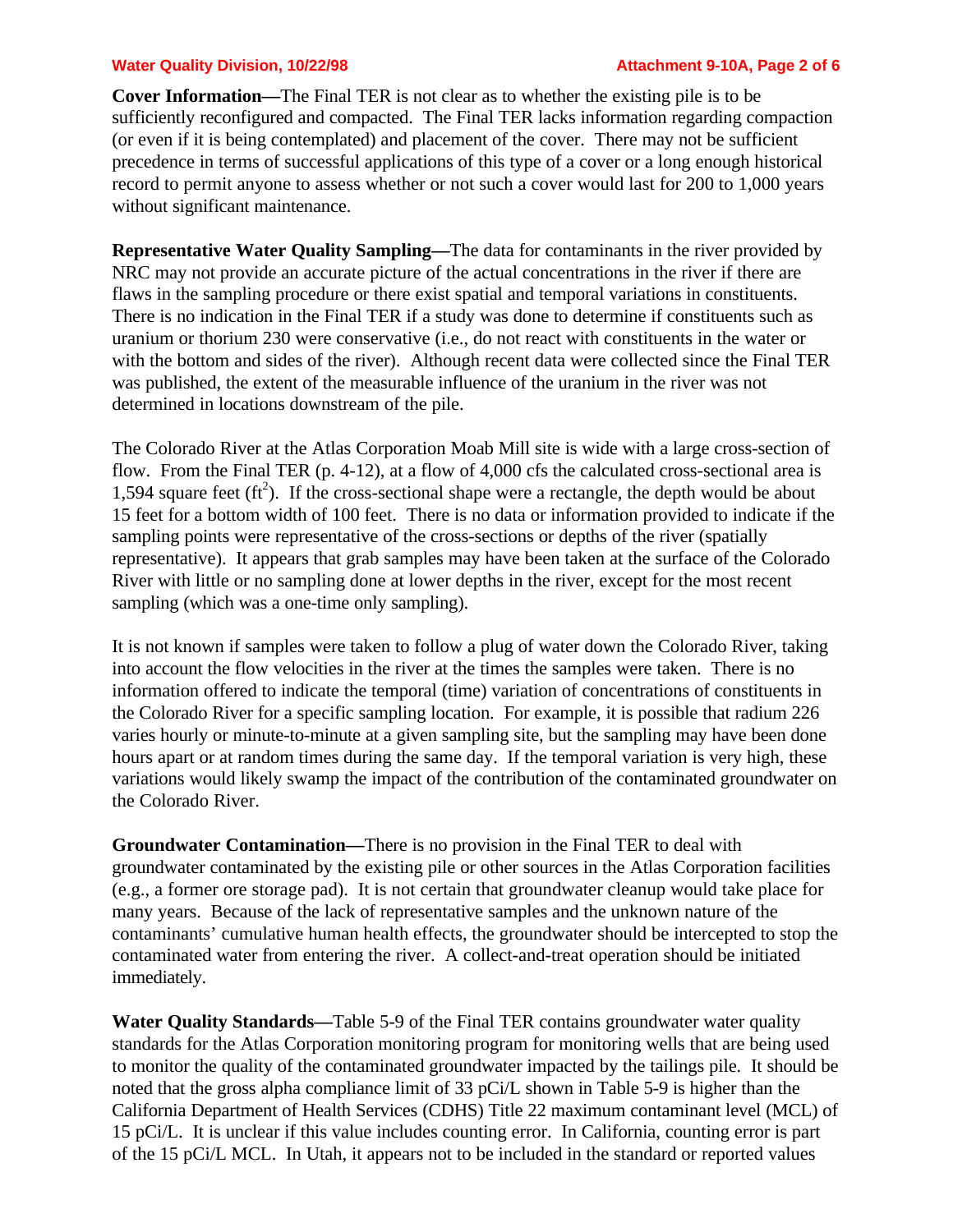**Cover Information—**The Final TER is not clear as to whether the existing pile is to be sufficiently reconfigured and compacted. The Final TER lacks information regarding compaction (or even if it is being contemplated) and placement of the cover. There may not be sufficient precedence in terms of successful applications of this type of a cover or a long enough historical record to permit anyone to assess whether or not such a cover would last for 200 to 1,000 years without significant maintenance.

**Representative Water Quality Sampling—**The data for contaminants in the river provided by NRC may not provide an accurate picture of the actual concentrations in the river if there are flaws in the sampling procedure or there exist spatial and temporal variations in constituents. There is no indication in the Final TER if a study was done to determine if constituents such as uranium or thorium 230 were conservative (i.e., do not react with constituents in the water or with the bottom and sides of the river). Although recent data were collected since the Final TER was published, the extent of the measurable influence of the uranium in the river was not determined in locations downstream of the pile.

The Colorado River at the Atlas Corporation Moab Mill site is wide with a large cross-section of flow. From the Final TER (p. 4-12), at a flow of 4,000 cfs the calculated cross-sectional area is 1,594 square feet ($ft^2$). If the cross-sectional shape were a rectangle, the depth would be about 15 feet for a bottom width of 100 feet. There is no data or information provided to indicate if the sampling points were representative of the cross-sections or depths of the river (spatially representative). It appears that grab samples may have been taken at the surface of the Colorado River with little or no sampling done at lower depths in the river, except for the most recent sampling (which was a one-time only sampling).

It is not known if samples were taken to follow a plug of water down the Colorado River, taking into account the flow velocities in the river at the times the samples were taken. There is no information offered to indicate the temporal (time) variation of concentrations of constituents in the Colorado River for a specific sampling location. For example, it is possible that radium 226 varies hourly or minute-to-minute at a given sampling site, but the sampling may have been done hours apart or at random times during the same day. If the temporal variation is very high, these variations would likely swamp the impact of the contribution of the contaminated groundwater on the Colorado River.

**Groundwater Contamination—**There is no provision in the Final TER to deal with groundwater contaminated by the existing pile or other sources in the Atlas Corporation facilities (e.g., a former ore storage pad). It is not certain that groundwater cleanup would take place for many years. Because of the lack of representative samples and the unknown nature of the contaminants' cumulative human health effects, the groundwater should be intercepted to stop the contaminated water from entering the river. A collect-and-treat operation should be initiated immediately.

**Water Quality Standards—**Table 5-9 of the Final TER contains groundwater water quality standards for the Atlas Corporation monitoring program for monitoring wells that are being used to monitor the quality of the contaminated groundwater impacted by the tailings pile. It should be noted that the gross alpha compliance limit of 33 pCi/L shown in Table 5-9 is higher than the California Department of Health Services (CDHS) Title 22 maximum contaminant level (MCL) of 15 pCi/L. It is unclear if this value includes counting error. In California, counting error is part of the 15 pCi/L MCL. In Utah, it appears not to be included in the standard or reported values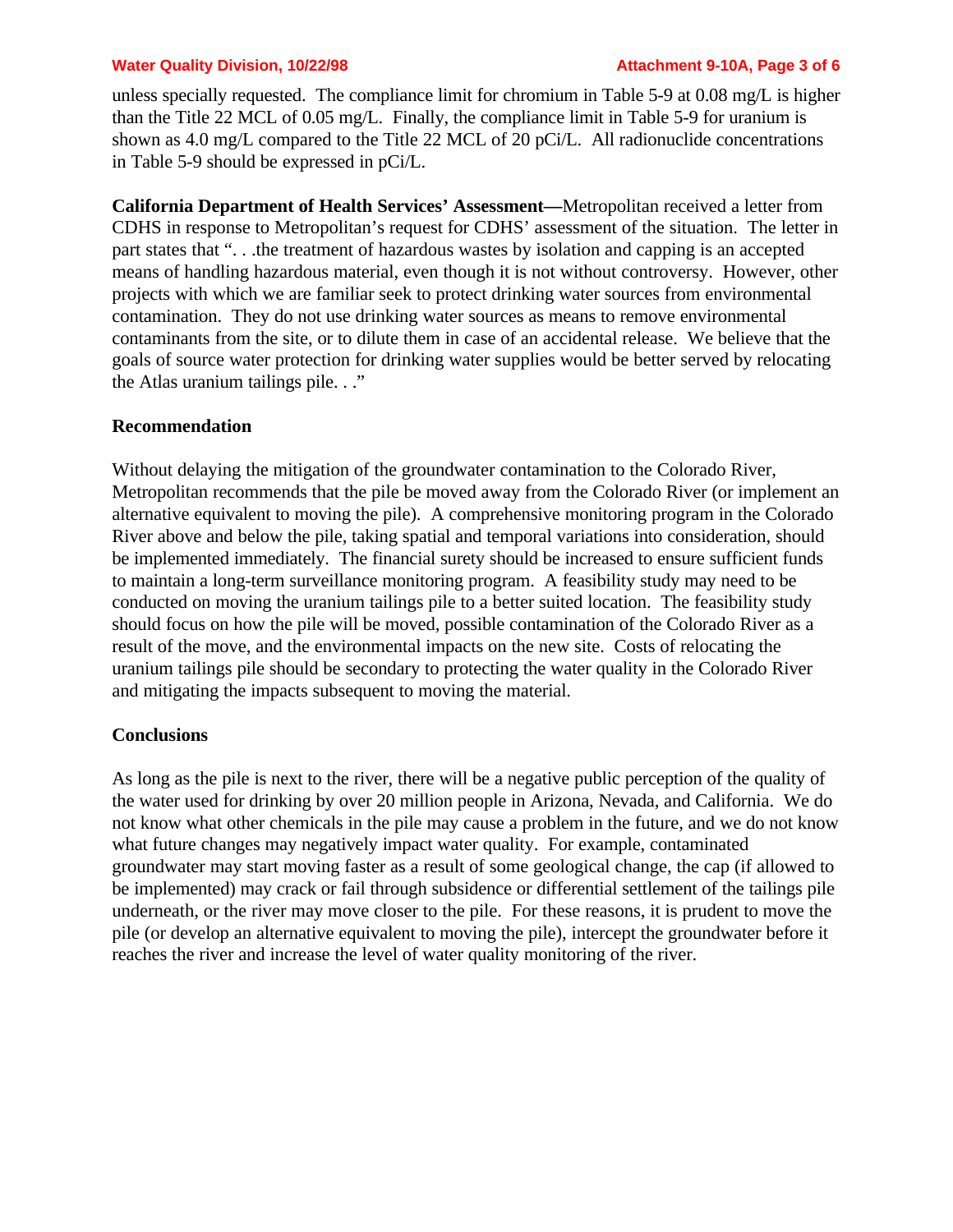unless specially requested. The compliance limit for chromium in Table 5-9 at 0.08 mg/L is higher than the Title 22 MCL of 0.05 mg/L. Finally, the compliance limit in Table 5-9 for uranium is shown as 4.0 mg/L compared to the Title 22 MCL of 20 pCi/L. All radionuclide concentrations in Table 5-9 should be expressed in pCi/L.

**California Department of Health Services' Assessment—**Metropolitan received a letter from CDHS in response to Metropolitan's request for CDHS' assessment of the situation. The letter in part states that ". . .the treatment of hazardous wastes by isolation and capping is an accepted means of handling hazardous material, even though it is not without controversy. However, other projects with which we are familiar seek to protect drinking water sources from environmental contamination. They do not use drinking water sources as means to remove environmental contaminants from the site, or to dilute them in case of an accidental release. We believe that the goals of source water protection for drinking water supplies would be better served by relocating the Atlas uranium tailings pile. . ."

**Recommendation**

Without delaying the mitigation of the groundwater contamination to the Colorado River, Metropolitan recommends that the pile be moved away from the Colorado River (or implement an alternative equivalent to moving the pile). A comprehensive monitoring program in the Colorado River above and below the pile, taking spatial and temporal variations into consideration, should be implemented immediately. The financial surety should be increased to ensure sufficient funds to maintain a long-term surveillance monitoring program. A feasibility study may need to be conducted on moving the uranium tailings pile to a better suited location. The feasibility study should focus on how the pile will be moved, possible contamination of the Colorado River as a result of the move, and the environmental impacts on the new site. Costs of relocating the uranium tailings pile should be secondary to protecting the water quality in the Colorado River and mitigating the impacts subsequent to moving the material.

**Conclusions**

As long as the pile is next to the river, there will be a negative public perception of the quality of the water used for drinking by over 20 million people in Arizona, Nevada, and California. We do not know what other chemicals in the pile may cause a problem in the future, and we do not know what future changes may negatively impact water quality. For example, contaminated groundwater may start moving faster as a result of some geological change, the cap (if allowed to be implemented) may crack or fail through subsidence or differential settlement of the tailings pile underneath, or the river may move closer to the pile. For these reasons, it is prudent to move the pile (or develop an alternative equivalent to moving the pile), intercept the groundwater before it reaches the river and increase the level of water quality monitoring of the river.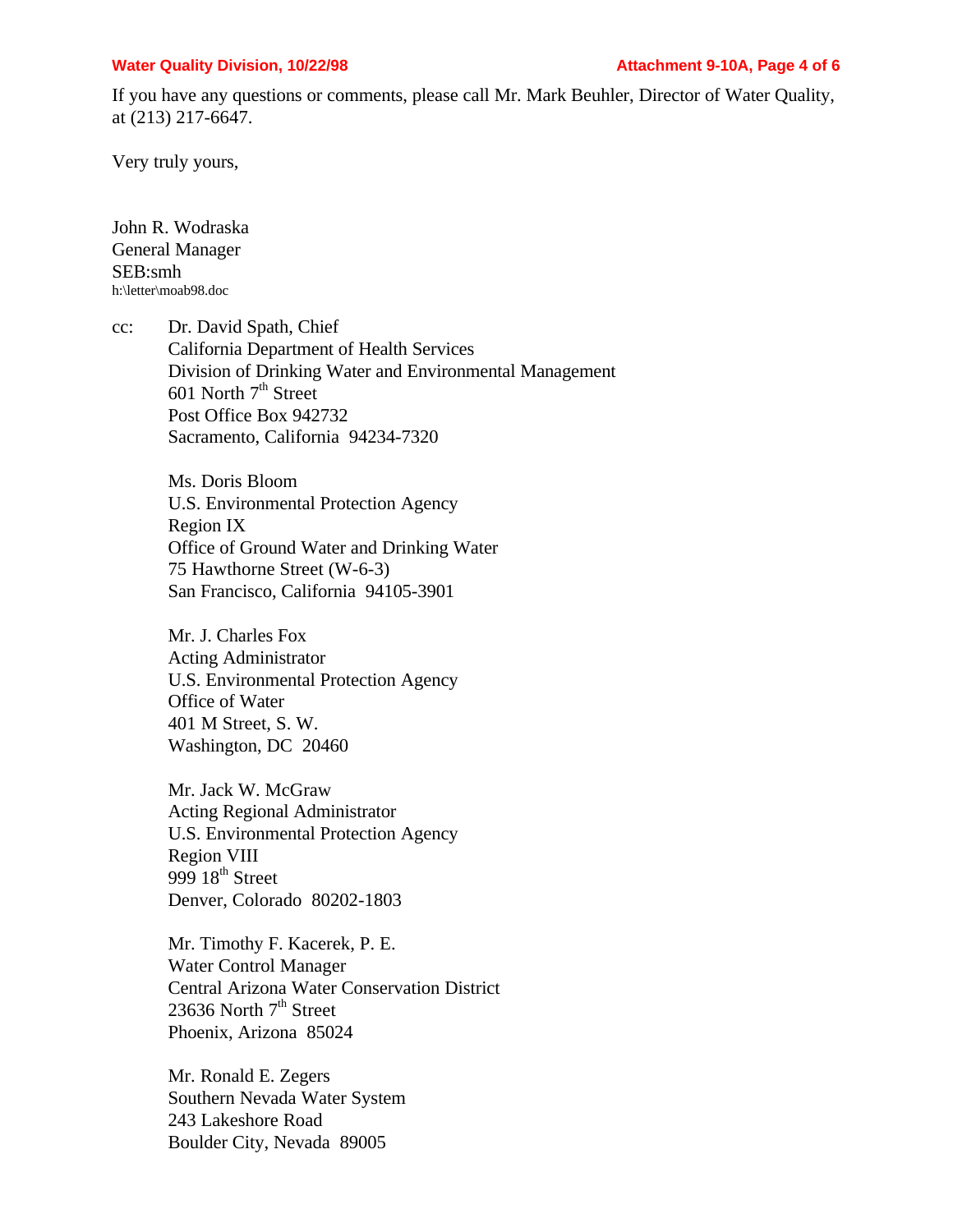If you have any questions or comments, please call Mr. Mark Beuhler, Director of Water Quality, at (213) 217-6647.

Very truly yours,

John R. Wodraska
General Manager
SEB:smh
h:\letter\moab98.doc

cc: Dr. David Spath, Chief
California Department of Health Services
Division of Drinking Water and Environmental Management
601 North 7th Street
Post Office Box 942732
Sacramento, California 94234-7320

Ms. Doris Bloom
U.S. Environmental Protection Agency
Region IX
Office of Ground Water and Drinking Water
75 Hawthorne Street (W-6-3)
San Francisco, California 94105-3901

Mr. J. Charles Fox
Acting Administrator
U.S. Environmental Protection Agency
Office of Water
401 M Street, S. W.
Washington, DC 20460

Mr. Jack W. McGraw
Acting Regional Administrator
U.S. Environmental Protection Agency
Region VIII
999 18th Street
Denver, Colorado 80202-1803

Mr. Timothy F. Kacerek, P. E.
Water Control Manager
Central Arizona Water Conservation District
23636 North 7th Street
Phoenix, Arizona 85024

Mr. Ronald E. Zegers
Southern Nevada Water System
243 Lakeshore Road
Boulder City, Nevada 89005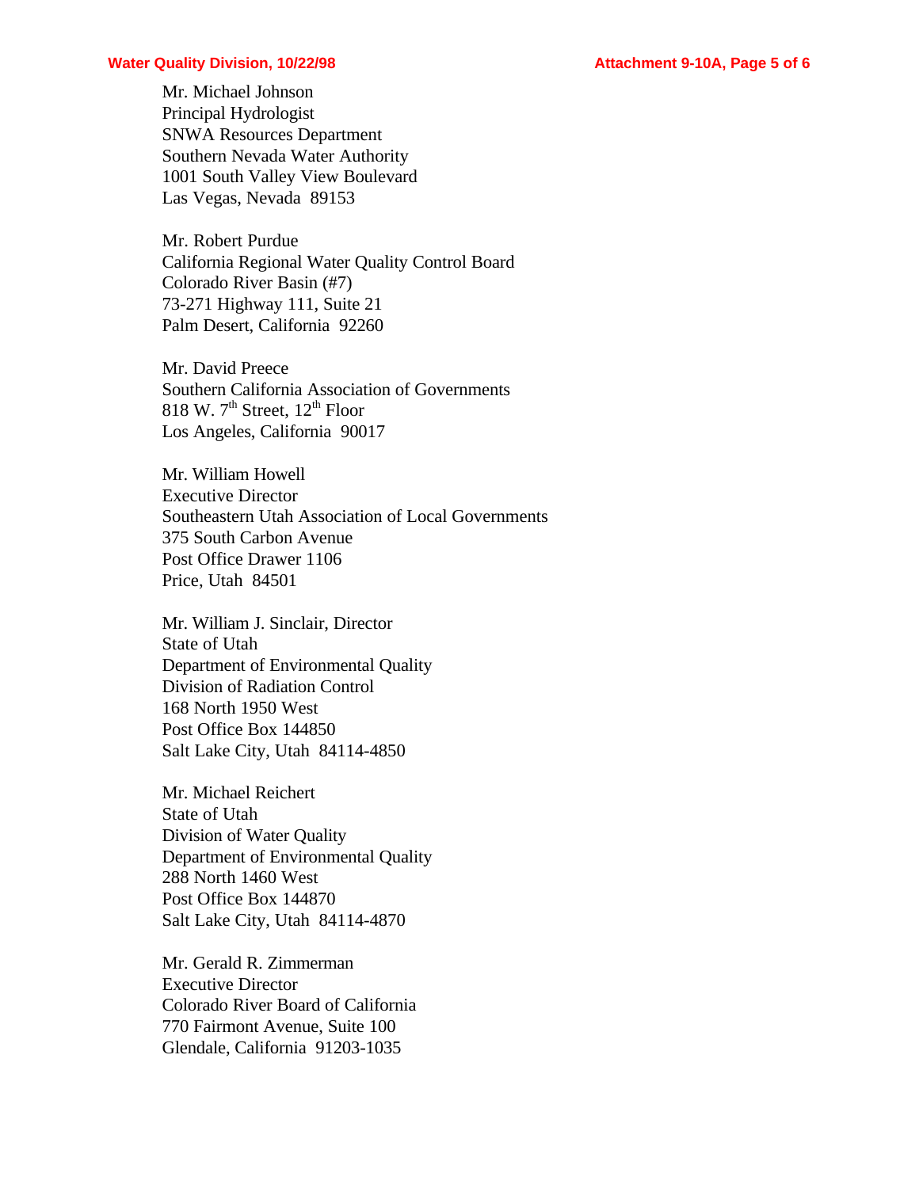Mr. Michael Johnson
Principal Hydrologist
SNWA Resources Department
Southern Nevada Water Authority
1001 South Valley View Boulevard
Las Vegas, Nevada  89153

Mr. Robert Purdue
California Regional Water Quality Control Board
Colorado River Basin (#7)
73-271 Highway 111, Suite 21
Palm Desert, California  92260

Mr. David Preece
Southern California Association of Governments
818 W. 7th Street, 12th Floor
Los Angeles, California  90017

Mr. William Howell
Executive Director
Southeastern Utah Association of Local Governments
375 South Carbon Avenue
Post Office Drawer 1106
Price, Utah  84501

Mr. William J. Sinclair, Director
State of Utah
Department of Environmental Quality
Division of Radiation Control
168 North 1950 West
Post Office Box 144850
Salt Lake City, Utah  84114-4850

Mr. Michael Reichert
State of Utah
Division of Water Quality
Department of Environmental Quality
288 North 1460 West
Post Office Box 144870
Salt Lake City, Utah  84114-4870

Mr. Gerald R. Zimmerman
Executive Director
Colorado River Board of California
770 Fairmont Avenue, Suite 100
Glendale, California  91203-1035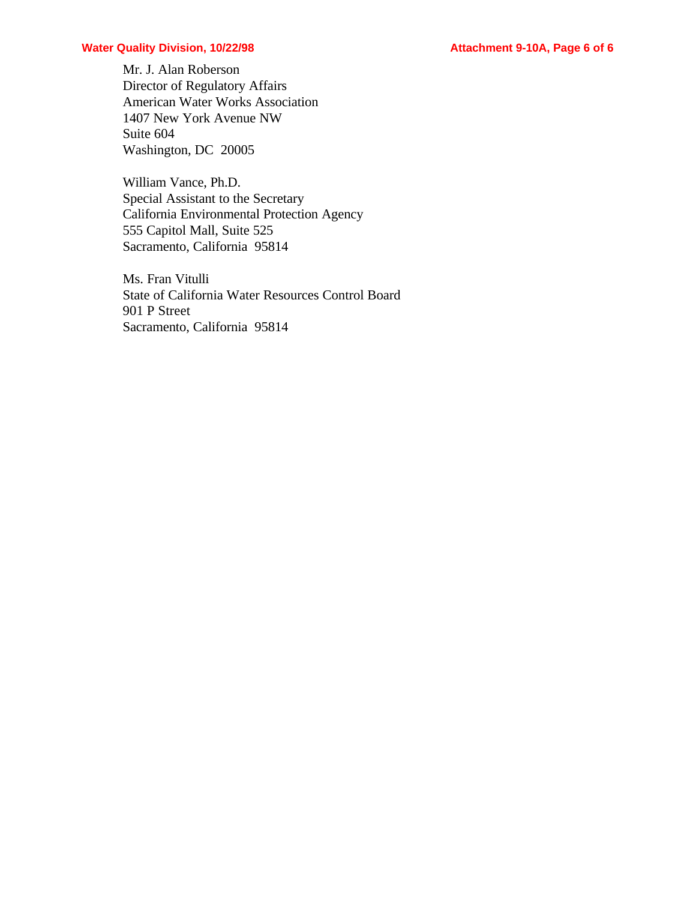Mr. J. Alan Roberson
Director of Regulatory Affairs
American Water Works Association
1407 New York Avenue NW
Suite 604
Washington, DC  20005

William Vance, Ph.D.
Special Assistant to the Secretary
California Environmental Protection Agency
555 Capitol Mall, Suite 525
Sacramento, California  95814

Ms. Fran Vitulli
State of California Water Resources Control Board
901 P Street
Sacramento, California  95814